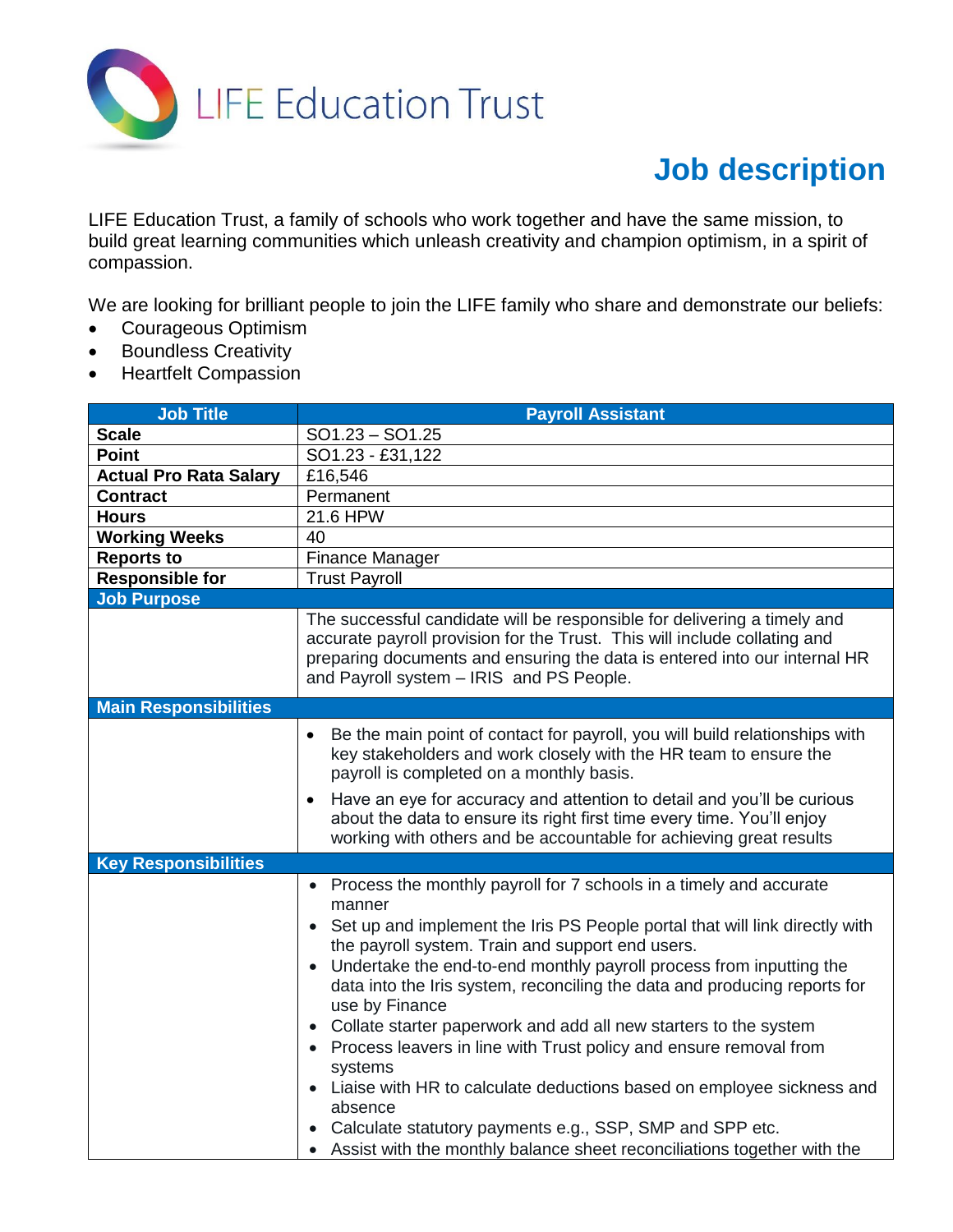LIFE Education Trust

# Job description

LIFE Education Trust, a family of schools who work together and have the same mission, to build great learning communities which unleash creativity and champion optimism, in a spirit of compassion.

We are looking for brilliant people to join the LIFE family who share and demonstrate our beliefs:

- Courageous Optimism
- Boundless Creativity
- Heartfelt Compassion

| **Job Title** | **Payroll Assistant** |
|---|---|
| **Scale** | SO1.23 – SO1.25 |
| **Point** | SO1.23 - £31,122 |
| **Actual Pro Rata Salary** | £16,546 |
| **Contract** | Permanent |
| **Hours** | 21.6 HPW |
| **Working Weeks** | 40 |
| **Reports to** | Finance Manager |
| **Responsible for** | Trust Payroll |
| **Job Purpose** | |
| | The successful candidate will be responsible for delivering a timely and accurate payroll provision for the Trust. This will include collating and preparing documents and ensuring the data is entered into our internal HR and Payroll system – IRIS and PS People. |
| **Main Responsibilities** | |
| | • Be the main point of contact for payroll, you will build relationships with key stakeholders and work closely with the HR team to ensure the payroll is completed on a monthly basis.<br>• Have an eye for accuracy and attention to detail and you'll be curious about the data to ensure its right first time every time. You'll enjoy working with others and be accountable for achieving great results |
| **Key Responsibilities** | |
| | • Process the monthly payroll for 7 schools in a timely and accurate manner<br>• Set up and implement the Iris PS People portal that will link directly with the payroll system. Train and support end users.<br>• Undertake the end-to-end monthly payroll process from inputting the data into the Iris system, reconciling the data and producing reports for use by Finance<br>• Collate starter paperwork and add all new starters to the system<br>• Process leavers in line with Trust policy and ensure removal from systems<br>• Liaise with HR to calculate deductions based on employee sickness and absence<br>• Calculate statutory payments e.g., SSP, SMP and SPP etc.<br>• Assist with the monthly balance sheet reconciliations together with the |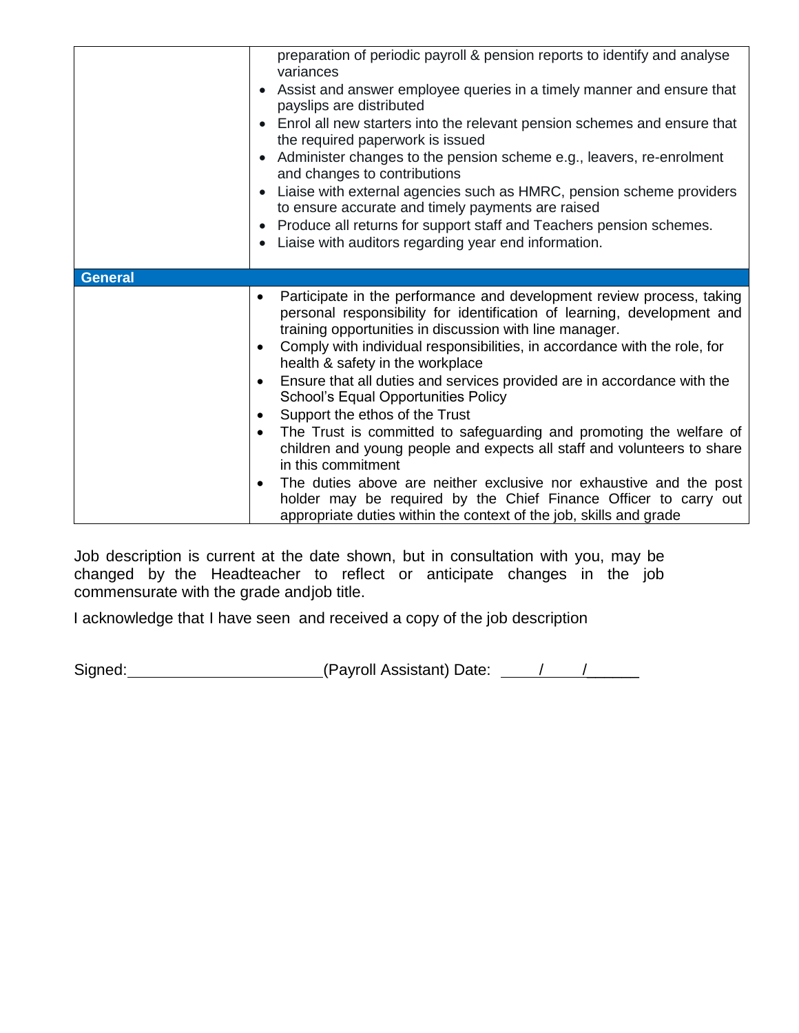| | |
|---|---|
| | preparation of periodic payroll & pension reports to identify and analyse variances<br>• Assist and answer employee queries in a timely manner and ensure that payslips are distributed<br>• Enrol all new starters into the relevant pension schemes and ensure that the required paperwork is issued<br>• Administer changes to the pension scheme e.g., leavers, re-enrolment and changes to contributions<br>• Liaise with external agencies such as HMRC, pension scheme providers to ensure accurate and timely payments are raised<br>• Produce all returns for support staff and Teachers pension schemes.<br>• Liaise with auditors regarding year end information. |
| **General** | |
| | • Participate in the performance and development review process, taking personal responsibility for identification of learning, development and training opportunities in discussion with line manager.<br>• Comply with individual responsibilities, in accordance with the role, for health & safety in the workplace<br>• Ensure that all duties and services provided are in accordance with the School's Equal Opportunities Policy<br>• Support the ethos of the Trust<br>• The Trust is committed to safeguarding and promoting the welfare of children and young people and expects all staff and volunteers to share in this commitment<br>• The duties above are neither exclusive nor exhaustive and the post holder may be required by the Chief Finance Officer to carry out appropriate duties within the context of the job, skills and grade |

Job description is current at the date shown, but in consultation with you, may be changed by the Headteacher to reflect or anticipate changes in the job commensurate with the grade andjob title.

I acknowledge that I have seen and received a copy of the job description

Signed:______________________(Payroll Assistant) Date: ____/____/______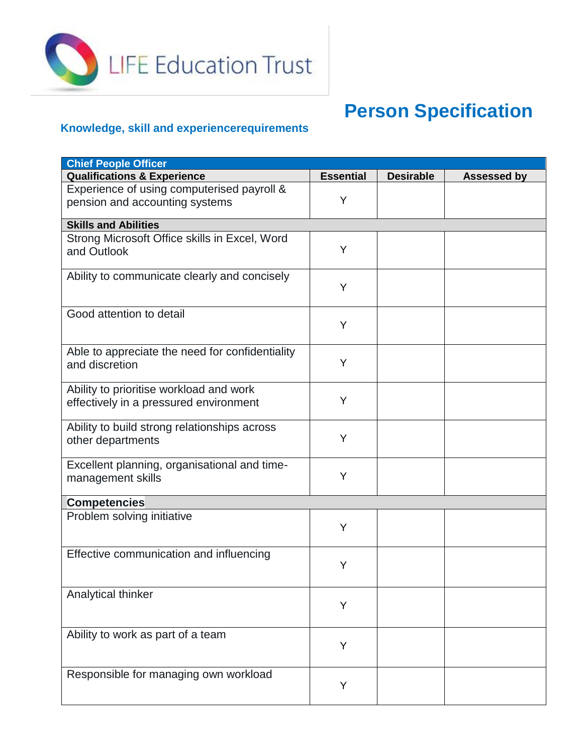LIFE Education Trust

# Person Specification

### Knowledge, skill and experiencerequirements

| Chief People Officer | | | |
|---|---|---|---|
| **Qualifications & Experience** | **Essential** | **Desirable** | **Assessed by** |
| Experience of using computerised payroll & pension and accounting systems | Y | | |
| **Skills and Abilities** | | | |
| Strong Microsoft Office skills in Excel, Word and Outlook | Y | | |
| Ability to communicate clearly and concisely | Y | | |
| Good attention to detail | Y | | |
| Able to appreciate the need for confidentiality and discretion | Y | | |
| Ability to prioritise workload and work effectively in a pressured environment | Y | | |
| Ability to build strong relationships across other departments | Y | | |
| Excellent planning, organisational and time-management skills | Y | | |
| **Competencies** | | | |
| Problem solving initiative | Y | | |
| Effective communication and influencing | Y | | |
| Analytical thinker | Y | | |
| Ability to work as part of a team | Y | | |
| Responsible for managing own workload | Y | | |